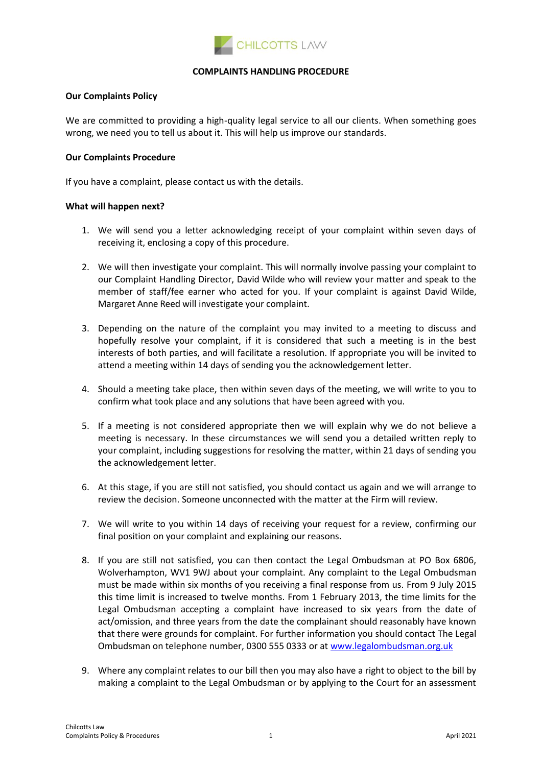CHILCOTTS LAW

# COMPLAINTS HANDLING PROCEDURE

**Our Complaints Policy**

We are committed to providing a high-quality legal service to all our clients. When something goes wrong, we need you to tell us about it. This will help us improve our standards.

**Our Complaints Procedure**

If you have a complaint, please contact us with the details.

**What will happen next?**

1. We will send you a letter acknowledging receipt of your complaint within seven days of receiving it, enclosing a copy of this procedure.

2. We will then investigate your complaint. This will normally involve passing your complaint to our Complaint Handling Director, David Wilde who will review your matter and speak to the member of staff/fee earner who acted for you. If your complaint is against David Wilde, Margaret Anne Reed will investigate your complaint.

3. Depending on the nature of the complaint you may invited to a meeting to discuss and hopefully resolve your complaint, if it is considered that such a meeting is in the best interests of both parties, and will facilitate a resolution. If appropriate you will be invited to attend a meeting within 14 days of sending you the acknowledgement letter.

4. Should a meeting take place, then within seven days of the meeting, we will write to you to confirm what took place and any solutions that have been agreed with you.

5. If a meeting is not considered appropriate then we will explain why we do not believe a meeting is necessary. In these circumstances we will send you a detailed written reply to your complaint, including suggestions for resolving the matter, within 21 days of sending you the acknowledgement letter.

6. At this stage, if you are still not satisfied, you should contact us again and we will arrange to review the decision. Someone unconnected with the matter at the Firm will review.

7. We will write to you within 14 days of receiving your request for a review, confirming our final position on your complaint and explaining our reasons.

8. If you are still not satisfied, you can then contact the Legal Ombudsman at PO Box 6806, Wolverhampton, WV1 9WJ about your complaint. Any complaint to the Legal Ombudsman must be made within six months of you receiving a final response from us. From 9 July 2015 this time limit is increased to twelve months. From 1 February 2013, the time limits for the Legal Ombudsman accepting a complaint have increased to six years from the date of act/omission, and three years from the date the complainant should reasonably have known that there were grounds for complaint. For further information you should contact The Legal Ombudsman on telephone number, 0300 555 0333 or at [www.legalombudsman.org.uk](http://www.legalombudsman.org.uk)

9. Where any complaint relates to our bill then you may also have a right to object to the bill by making a complaint to the Legal Ombudsman or by applying to the Court for an assessment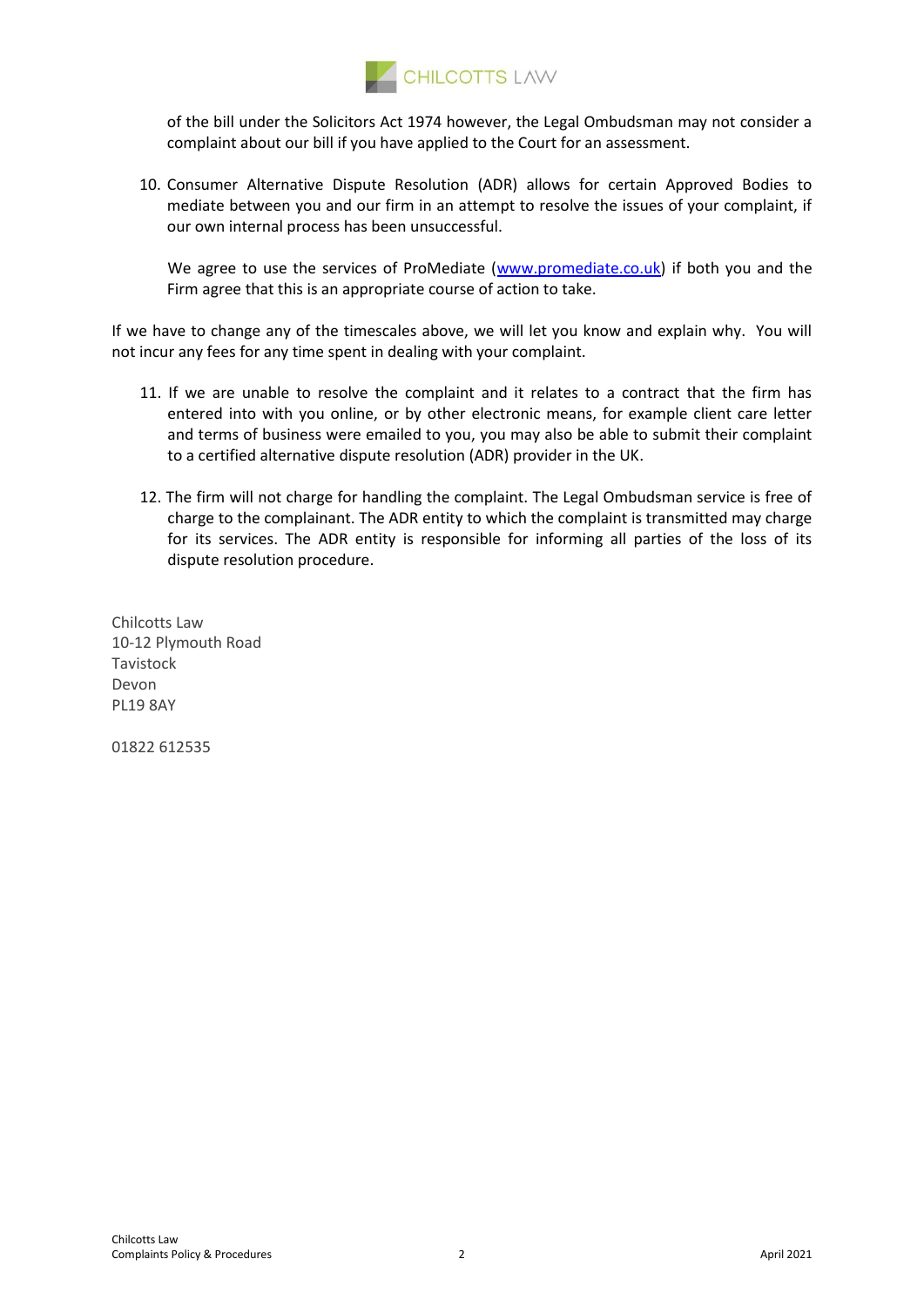of the bill under the Solicitors Act 1974 however, the Legal Ombudsman may not consider a complaint about our bill if you have applied to the Court for an assessment.

10. Consumer Alternative Dispute Resolution (ADR) allows for certain Approved Bodies to mediate between you and our firm in an attempt to resolve the issues of your complaint, if our own internal process has been unsuccessful.

    We agree to use the services of ProMediate (www.promediate.co.uk) if both you and the Firm agree that this is an appropriate course of action to take.

If we have to change any of the timescales above, we will let you know and explain why. You will not incur any fees for any time spent in dealing with your complaint.

11. If we are unable to resolve the complaint and it relates to a contract that the firm has entered into with you online, or by other electronic means, for example client care letter and terms of business were emailed to you, you may also be able to submit their complaint to a certified alternative dispute resolution (ADR) provider in the UK.

12. The firm will not charge for handling the complaint. The Legal Ombudsman service is free of charge to the complainant. The ADR entity to which the complaint is transmitted may charge for its services. The ADR entity is responsible for informing all parties of the loss of its dispute resolution procedure.

Chilcotts Law
10-12 Plymouth Road
Tavistock
Devon
PL19 8AY

01822 612535